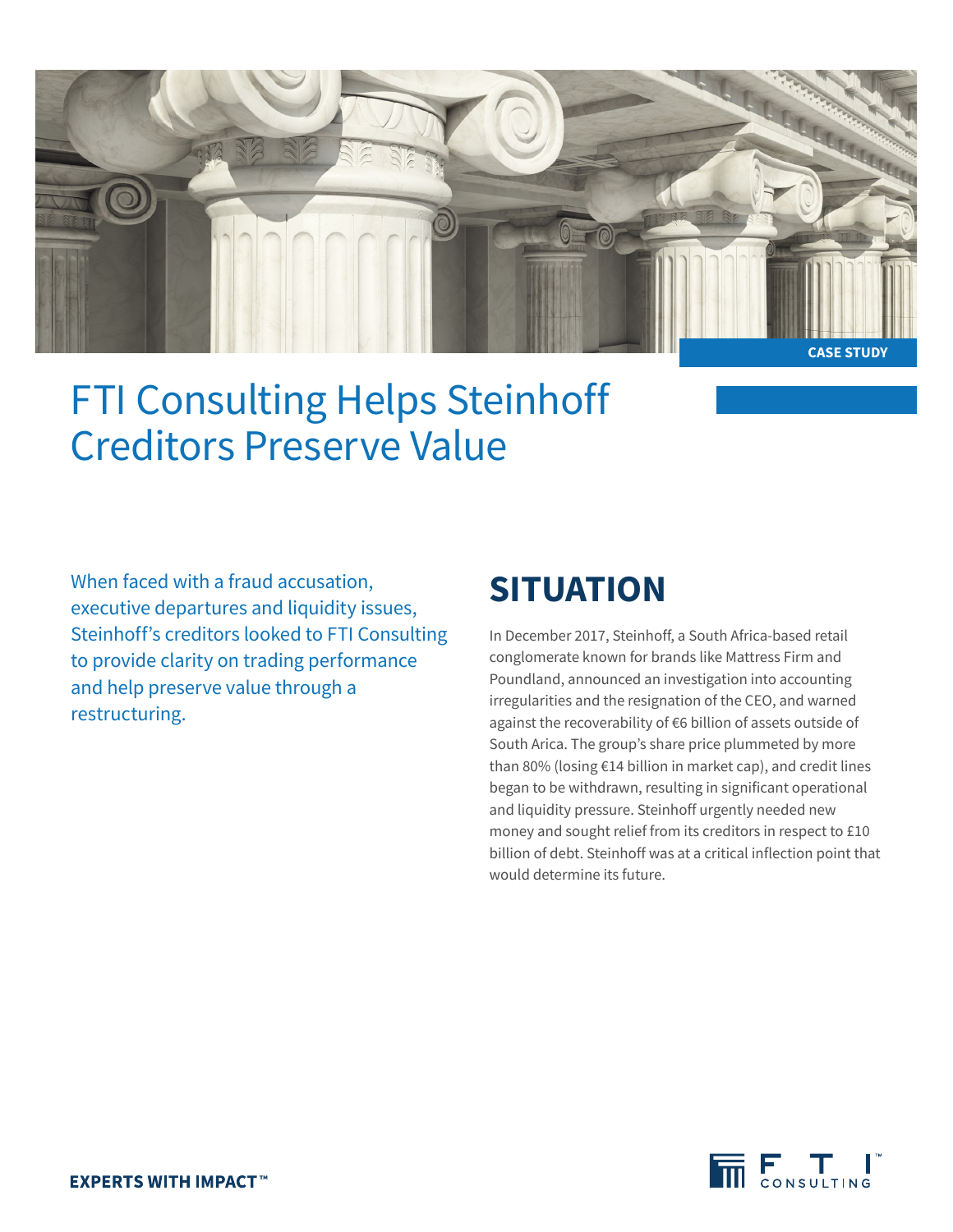CASE STUDY

# FTI Consulting Helps Steinhoff Creditors Preserve Value

When faced with a fraud accusation, executive departures and liquidity issues, Steinhoff's creditors looked to FTI Consulting to provide clarity on trading performance and help preserve value through a restructuring.

## SITUATION

In December 2017, Steinhoff, a South Africa-based retail conglomerate known for brands like Mattress Firm and Poundland, announced an investigation into accounting irregularities and the resignation of the CEO, and warned against the recoverability of €6 billion of assets outside of South Arica. The group's share price plummeted by more than 80% (losing €14 billion in market cap), and credit lines began to be withdrawn, resulting in significant operational and liquidity pressure. Steinhoff urgently needed new money and sought relief from its creditors in respect to £10 billion of debt. Steinhoff was at a critical inflection point that would determine its future.

**EXPERTS WITH IMPACT™**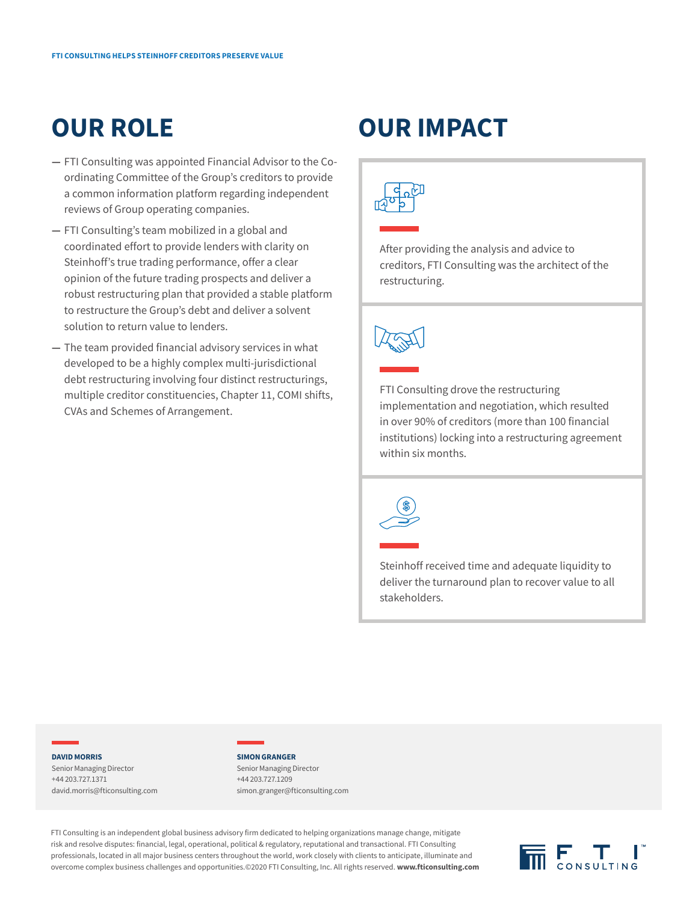## OUR ROLE

- FTI Consulting was appointed Financial Advisor to the Co-ordinating Committee of the Group's creditors to provide a common information platform regarding independent reviews of Group operating companies.
- FTI Consulting's team mobilized in a global and coordinated effort to provide lenders with clarity on Steinhoff's true trading performance, offer a clear opinion of the future trading prospects and deliver a robust restructuring plan that provided a stable platform to restructure the Group's debt and deliver a solvent solution to return value to lenders.
- The team provided financial advisory services in what developed to be a highly complex multi-jurisdictional debt restructuring involving four distinct restructurings, multiple creditor constituencies, Chapter 11, COMI shifts, CVAs and Schemes of Arrangement.

## OUR IMPACT

After providing the analysis and advice to creditors, FTI Consulting was the architect of the restructuring.

FTI Consulting drove the restructuring implementation and negotiation, which resulted in over 90% of creditors (more than 100 financial institutions) locking into a restructuring agreement within six months.

Steinhoff received time and adequate liquidity to deliver the turnaround plan to recover value to all stakeholders.

**DAVID MORRIS**
Senior Managing Director
+44 203.727.1371
david.morris@fticonsulting.com

**SIMON GRANGER**
Senior Managing Director
+44 203.727.1209
simon.granger@fticonsulting.com

FTI Consulting is an independent global business advisory firm dedicated to helping organizations manage change, mitigate risk and resolve disputes: financial, legal, operational, political & regulatory, reputational and transactional. FTI Consulting professionals, located in all major business centers throughout the world, work closely with clients to anticipate, illuminate and overcome complex business challenges and opportunities.©2020 FTI Consulting, Inc. All rights reserved. **www.fticonsulting.com**

FTI CONSULTING